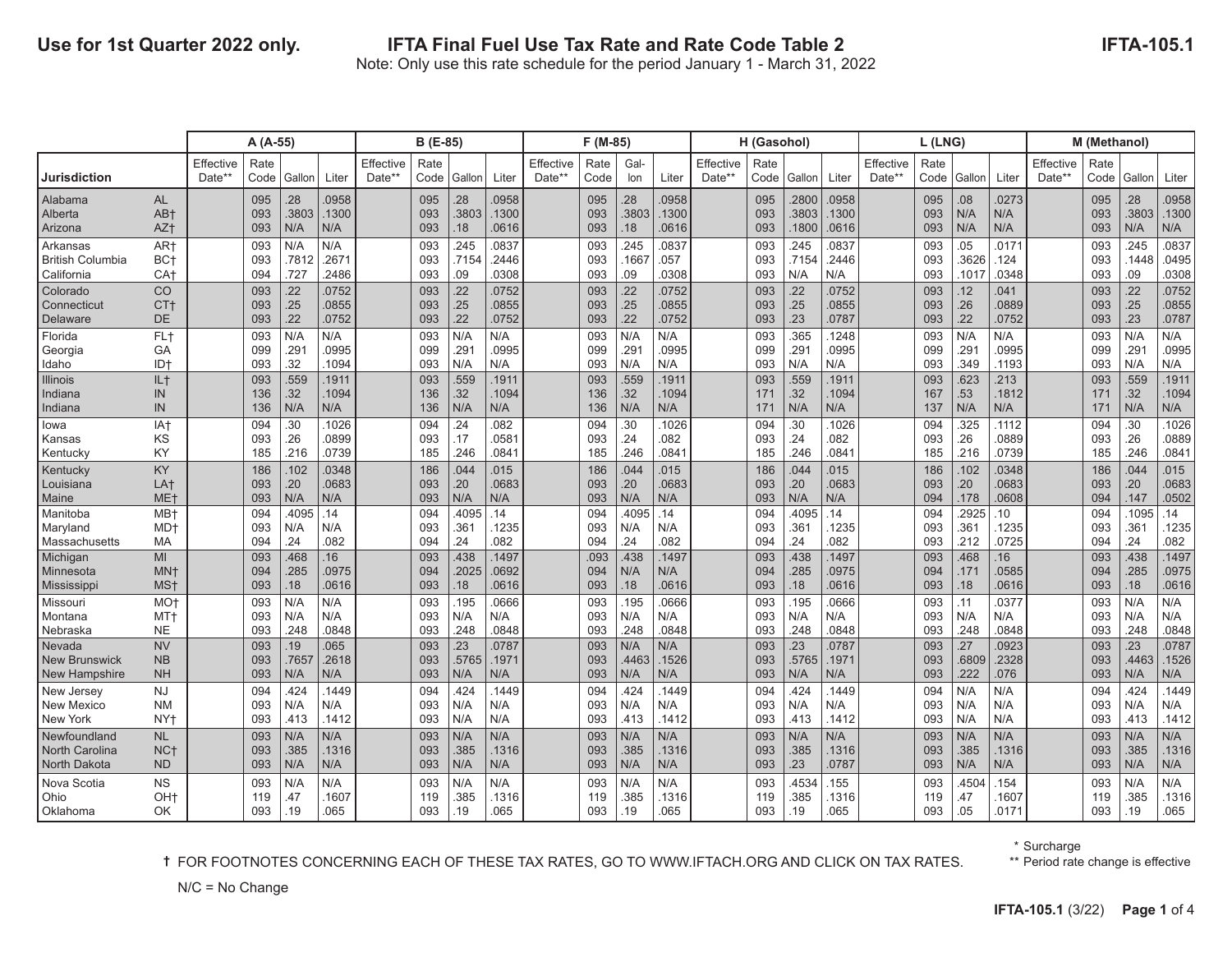**Use for 1st Quarter 2022 only.**

# IFTA Final Fuel Use Tax Rate and Rate Code Table 2

**IFTA-105.1**

Note: Only use this rate schedule for the period January 1 - March 31, 2022

| Jurisdiction | | A (A-55) | | | | B (E-85) | | | | F (M-85) | | | | H (Gasohol) | | | | L (LNG) | | | | M (Methanol) | | | |
|---|---|---|---|---|---|---|---|---|---|---|---|---|---|---|---|---|---|---|---|---|---|---|---|---|---|
| | | Effective Date** | Rate Code | Gallon | Liter | Effective Date** | Rate Code | Gallon | Liter | Effective Date** | Rate Code | Gallon | Liter | Effective Date** | Rate Code | Gallon | Liter | Effective Date** | Rate Code | Gallon | Liter | Effective Date** | Rate Code | Gallon | Liter |
| Alabama | AL | | 095 | .28 | .0958 | | 095 | .28 | .0958 | | 095 | .28 | .0958 | | 095 | .2800 | .0958 | | 095 | .08 | .0273 | | 095 | .28 | .0958 |
| Alberta | AB† | | 093 | .3803 | .1300 | | 093 | .3803 | .1300 | | 093 | .3803 | .1300 | | 093 | .3803 | .1300 | | 093 | N/A | N/A | | 093 | .3803 | .1300 |
| Arizona | AZ† | | 093 | N/A | N/A | | 093 | .18 | .0616 | | 093 | .18 | .0616 | | 093 | .1800 | .0616 | | 093 | N/A | N/A | | 093 | N/A | N/A |
| Arkansas | AR† | | 093 | N/A | N/A | | 093 | .245 | .0837 | | 093 | .245 | .0837 | | 093 | .245 | .0837 | | 093 | .05 | .0171 | | 093 | .245 | .0837 |
| British Columbia | BC† | | 093 | .7812 | .2671 | | 093 | .7154 | .2446 | | 093 | .1667 | .057 | | 093 | .7154 | .2446 | | 093 | .3626 | .124 | | 093 | .1448 | .0495 |
| California | CA† | | 094 | .727 | .2486 | | 093 | .09 | .0308 | | 093 | .09 | .0308 | | 093 | N/A | N/A | | 093 | .1017 | .0348 | | 093 | .09 | .0308 |
| Colorado | CO | | 093 | .22 | .0752 | | 093 | .22 | .0752 | | 093 | .22 | .0752 | | 093 | .22 | .0752 | | 093 | .12 | .041 | | 093 | .22 | .0752 |
| Connecticut | CT† | | 093 | .25 | .0855 | | 093 | .25 | .0855 | | 093 | .25 | .0855 | | 093 | .25 | .0855 | | 093 | .26 | .0889 | | 093 | .25 | .0855 |
| Delaware | DE | | 093 | .22 | .0752 | | 093 | .22 | .0752 | | 093 | .22 | .0752 | | 093 | .23 | .0787 | | 093 | .22 | .0752 | | 093 | .23 | .0787 |
| Florida | FL† | | 093 | N/A | N/A | | 093 | N/A | N/A | | 093 | N/A | N/A | | 093 | .365 | .1248 | | 093 | N/A | N/A | | 093 | N/A | N/A |
| Georgia | GA | | 099 | .291 | .0995 | | 099 | .291 | .0995 | | 099 | .291 | .0995 | | 099 | .291 | .0995 | | 099 | .291 | .0995 | | 099 | .291 | .0995 |
| Idaho | ID† | | 093 | .32 | .1094 | | 093 | N/A | N/A | | 093 | N/A | N/A | | 093 | N/A | N/A | | 093 | .349 | .1193 | | 093 | N/A | N/A |
| Illinois | IL† | | 093 | .559 | .1911 | | 093 | .559 | .1911 | | 093 | .559 | .1911 | | 093 | .559 | .1911 | | 093 | .623 | .213 | | 093 | .559 | .1911 |
| Indiana | IN | | 136 | .32 | .1094 | | 136 | .32 | .1094 | | 136 | .32 | .1094 | | 171 | .32 | .1094 | | 167 | .53 | .1812 | | 171 | .32 | .1094 |
| Indiana | IN | | 136 | N/A | N/A | | 136 | N/A | N/A | | 136 | N/A | N/A | | 171 | N/A | N/A | | 137 | N/A | N/A | | 171 | N/A | N/A |
| Iowa | IA† | | 094 | .30 | .1026 | | 094 | .24 | .082 | | 094 | .30 | .1026 | | 094 | .30 | .1026 | | 094 | .325 | .1112 | | 094 | .30 | .1026 |
| Kansas | KS | | 093 | .26 | .0899 | | 093 | .17 | .0581 | | 093 | .24 | .082 | | 093 | .24 | .082 | | 093 | .26 | .0889 | | 093 | .26 | .0889 |
| Kentucky | KY | | 185 | .216 | .0739 | | 185 | .246 | .0841 | | 185 | .246 | .0841 | | 185 | .246 | .0841 | | 185 | .216 | .0739 | | 185 | .246 | .0841 |
| Kentucky | KY | | 186 | .102 | .0348 | | 186 | .044 | .015 | | 186 | .044 | .015 | | 186 | .044 | .015 | | 186 | .102 | .0348 | | 186 | .044 | .015 |
| Louisiana | LA† | | 093 | .20 | .0683 | | 093 | .20 | .0683 | | 093 | .20 | .0683 | | 093 | .20 | .0683 | | 093 | .20 | .0683 | | 093 | .20 | .0683 |
| Maine | ME† | | 093 | N/A | N/A | | 093 | N/A | N/A | | 093 | N/A | N/A | | 093 | N/A | N/A | | 094 | .178 | .0608 | | 094 | .147 | .0502 |
| Manitoba | MB† | | 094 | .4095 | .14 | | 094 | .4095 | .14 | | 094 | .4095 | .14 | | 094 | .4095 | .14 | | 094 | .2925 | .10 | | 094 | .1095 | .14 |
| Maryland | MD† | | 093 | N/A | N/A | | 093 | .361 | .1235 | | 093 | N/A | N/A | | 093 | .361 | .1235 | | 093 | .361 | .1235 | | 093 | .361 | .1235 |
| Massachusetts | MA | | 094 | .24 | .082 | | 094 | .24 | .082 | | 094 | .24 | .082 | | 094 | .24 | .082 | | 093 | .212 | .0725 | | 094 | .24 | .082 |
| Michigan | MI | | 093 | .468 | .16 | | 093 | .438 | .1497 | | .093 | .438 | .1497 | | 093 | .438 | .1497 | | 093 | .468 | .16 | | 093 | .438 | .1497 |
| Minnesota | MN† | | 094 | .285 | .0975 | | 094 | .2025 | .0692 | | 094 | N/A | N/A | | 094 | .285 | .0975 | | 094 | .171 | .0585 | | 094 | .285 | .0975 |
| Mississippi | MS† | | 093 | .18 | .0616 | | 093 | .18 | .0616 | | 093 | .18 | .0616 | | 093 | .18 | .0616 | | 093 | .18 | .0616 | | 093 | .18 | .0616 |
| Missouri | MO† | | 093 | N/A | N/A | | 093 | .195 | .0666 | | 093 | .195 | .0666 | | 093 | .195 | .0666 | | 093 | .11 | .0377 | | 093 | N/A | N/A |
| Montana | MT† | | 093 | N/A | N/A | | 093 | N/A | N/A | | 093 | N/A | N/A | | 093 | N/A | N/A | | 093 | N/A | N/A | | 093 | N/A | N/A |
| Nebraska | NE | | 093 | .248 | .0848 | | 093 | .248 | .0848 | | 093 | .248 | .0848 | | 093 | .248 | .0848 | | 093 | .248 | .0848 | | 093 | .248 | .0848 |
| Nevada | NV | | 093 | .19 | .065 | | 093 | .23 | .0787 | | 093 | N/A | N/A | | 093 | .23 | .0787 | | 093 | .27 | .0923 | | 093 | .23 | .0787 |
| New Brunswick | NB | | 093 | .7657 | .2618 | | 093 | .5765 | .1971 | | 093 | .4463 | .1526 | | 093 | .5765 | .1971 | | 093 | .6809 | .2328 | | 093 | .4463 | .1526 |
| New Hampshire | NH | | 093 | N/A | N/A | | 093 | N/A | N/A | | 093 | N/A | N/A | | 093 | N/A | N/A | | 093 | .222 | .076 | | 093 | N/A | N/A |
| New Jersey | NJ | | 094 | .424 | .1449 | | 094 | .424 | .1449 | | 094 | .424 | .1449 | | 094 | .424 | .1449 | | 094 | N/A | N/A | | 094 | .424 | .1449 |
| New Mexico | NM | | 093 | N/A | N/A | | 093 | N/A | N/A | | 093 | N/A | N/A | | 093 | N/A | N/A | | 093 | N/A | N/A | | 093 | N/A | N/A |
| New York | NY† | | 093 | .413 | .1412 | | 093 | N/A | N/A | | 093 | .413 | .1412 | | 093 | .413 | .1412 | | 093 | N/A | N/A | | 093 | .413 | .1412 |
| Newfoundland | NL | | 093 | N/A | N/A | | 093 | N/A | N/A | | 093 | N/A | N/A | | 093 | N/A | N/A | | 093 | N/A | N/A | | 093 | N/A | N/A |
| North Carolina | NC† | | 093 | .385 | .1316 | | 093 | .385 | .1316 | | 093 | .385 | .1316 | | 093 | .385 | .1316 | | 093 | .385 | .1316 | | 093 | .385 | .1316 |
| North Dakota | ND | | 093 | N/A | N/A | | 093 | N/A | N/A | | 093 | N/A | N/A | | 093 | .23 | .0787 | | 093 | N/A | N/A | | 093 | N/A | N/A |
| Nova Scotia | NS | | 093 | N/A | N/A | | 093 | N/A | N/A | | 093 | N/A | N/A | | 093 | .4534 | .155 | | 093 | .4504 | .154 | | 093 | N/A | N/A |
| Ohio | OH† | | 119 | .47 | .1607 | | 119 | .385 | .1316 | | 119 | .385 | .1316 | | 119 | .385 | .1316 | | 119 | .47 | .1607 | | 119 | .385 | .1316 |
| Oklahoma | OK | | 093 | .19 | .065 | | 093 | .19 | .065 | | 093 | .19 | .065 | | 093 | .19 | .065 | | 093 | .05 | .0171 | | 093 | .19 | .065 |

† FOR FOOTNOTES CONCERNING EACH OF THESE TAX RATES, GO TO WWW.IFTACH.ORG AND CLICK ON TAX RATES.

\* Surcharge

** Period rate change is effective

N/C = No Change

IFTA-105.1 (3/22)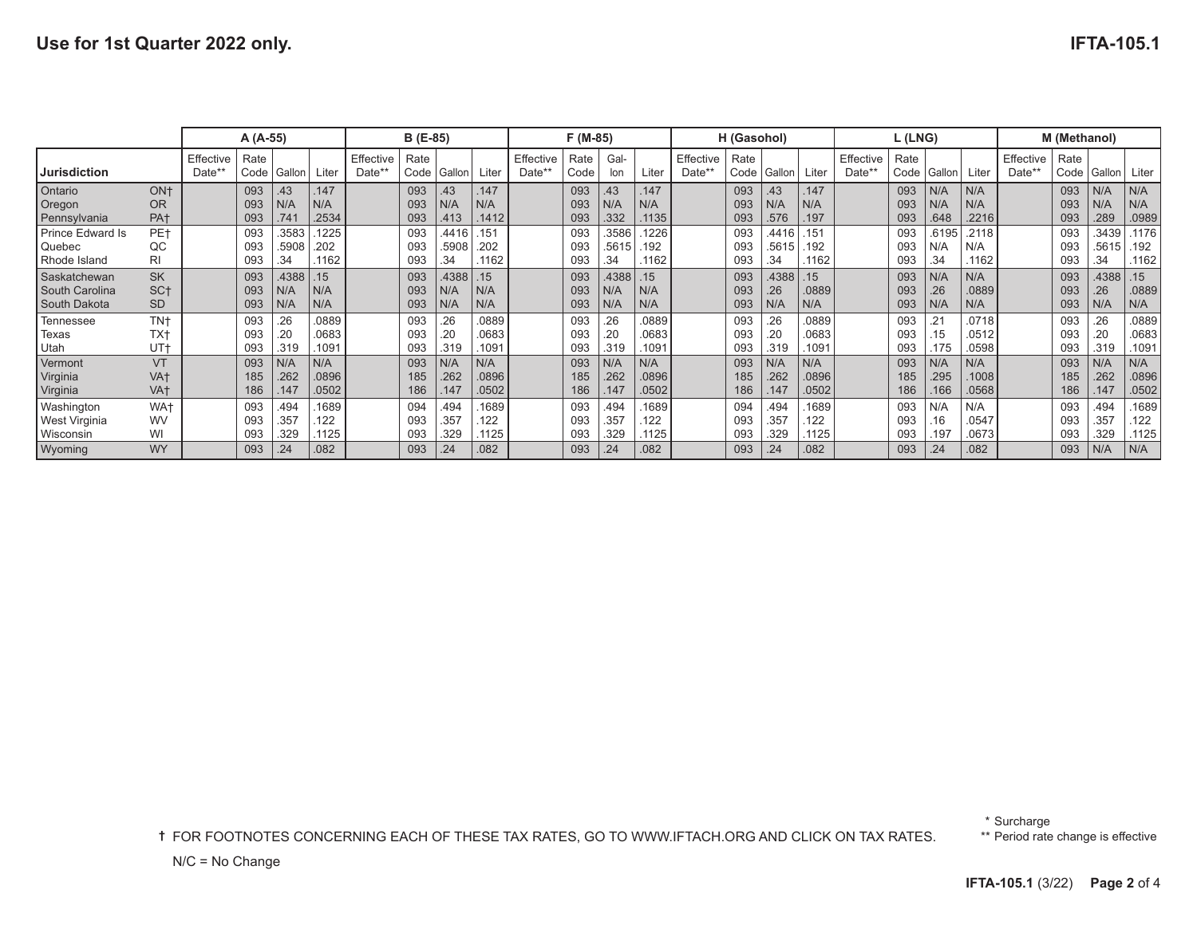**Use for 1st Quarter 2022 only.**

**IFTA-105.1**

| Jurisdiction | | A (A-55) | | | | B (E-85) | | | | F (M-85) | | | | H (Gasohol) | | | | L (LNG) | | | | M (Methanol) | | | |
|---|---|---|---|---|---|---|---|---|---|---|---|---|---|---|---|---|---|---|---|---|---|---|---|---|---|
| | | Effective Date** | Rate Code | Gallon | Liter | Effective Date** | Rate Code | Gallon | Liter | Effective Date** | Rate Code | Gallon | Liter | Effective Date** | Rate Code | Gallon | Liter | Effective Date** | Rate Code | Gallon | Liter | Effective Date** | Rate Code | Gallon | Liter |
| Ontario | ON† | | 093 | .43 | .147 | | 093 | .43 | .147 | | 093 | .43 | .147 | | 093 | .43 | .147 | | 093 | N/A | N/A | | 093 | N/A | N/A |
| Oregon | OR | | 093 | N/A | N/A | | 093 | N/A | N/A | | 093 | N/A | N/A | | 093 | N/A | N/A | | 093 | N/A | N/A | | 093 | N/A | N/A |
| Pennsylvania | PA† | | 093 | .741 | .2534 | | 093 | .413 | .1412 | | 093 | .332 | .1135 | | 093 | .576 | .197 | | 093 | .648 | .2216 | | 093 | .289 | .0989 |
| Prince Edward Is | PE† | | 093 | .3583 | .1225 | | 093 | .4416 | .151 | | 093 | .3586 | .1226 | | 093 | .4416 | .151 | | 093 | .6195 | .2118 | | 093 | .3439 | .1176 |
| Quebec | QC | | 093 | .5908 | .202 | | 093 | .5908 | .202 | | 093 | .5615 | .192 | | 093 | .5615 | .192 | | 093 | N/A | N/A | | 093 | .5615 | .192 |
| Rhode Island | RI | | 093 | .34 | .1162 | | 093 | .34 | .1162 | | 093 | .34 | .1162 | | 093 | .34 | .1162 | | 093 | .34 | .1162 | | 093 | .34 | .1162 |
| Saskatchewan | SK | | 093 | .4388 | .15 | | 093 | .4388 | .15 | | 093 | .4388 | .15 | | 093 | .4388 | .15 | | 093 | N/A | N/A | | 093 | .4388 | .15 |
| South Carolina | SC† | | 093 | N/A | N/A | | 093 | N/A | N/A | | 093 | N/A | N/A | | 093 | .26 | .0889 | | 093 | .26 | .0889 | | 093 | .26 | .0889 |
| South Dakota | SD | | 093 | N/A | N/A | | 093 | N/A | N/A | | 093 | N/A | N/A | | 093 | N/A | N/A | | 093 | N/A | N/A | | 093 | N/A | N/A |
| Tennessee | TN† | | 093 | .26 | .0889 | | 093 | .26 | .0889 | | 093 | .26 | .0889 | | 093 | .26 | .0889 | | 093 | .21 | .0718 | | 093 | .26 | .0889 |
| Texas | TX† | | 093 | .20 | .0683 | | 093 | .20 | .0683 | | 093 | .20 | .0683 | | 093 | .20 | .0683 | | 093 | .15 | .0512 | | 093 | .20 | .0683 |
| Utah | UT† | | 093 | .319 | .1091 | | 093 | .319 | .1091 | | 093 | .319 | .1091 | | 093 | .319 | .1091 | | 093 | .175 | .0598 | | 093 | .319 | .1091 |
| Vermont | VT | | 093 | N/A | N/A | | 093 | N/A | N/A | | 093 | N/A | N/A | | 093 | N/A | N/A | | 093 | N/A | N/A | | 093 | N/A | N/A |
| Virginia | VA† | | 185 | .262 | .0896 | | 185 | .262 | .0896 | | 185 | .262 | .0896 | | 185 | .262 | .0896 | | 185 | .295 | .1008 | | 185 | .262 | .0896 |
| Virginia | VA† | | 186 | .147 | .0502 | | 186 | .147 | .0502 | | 186 | .147 | .0502 | | 186 | .147 | .0502 | | 186 | .166 | .0568 | | 186 | .147 | .0502 |
| Washington | WA† | | 093 | .494 | .1689 | | 094 | .494 | .1689 | | 093 | .494 | .1689 | | 094 | .494 | .1689 | | 093 | N/A | N/A | | 093 | .494 | .1689 |
| West Virginia | WV | | 093 | .357 | .122 | | 093 | .357 | .122 | | 093 | .357 | .122 | | 093 | .357 | .122 | | 093 | .16 | .0547 | | 093 | .357 | .122 |
| Wisconsin | WI | | 093 | .329 | .1125 | | 093 | .329 | .1125 | | 093 | .329 | .1125 | | 093 | .329 | .1125 | | 093 | .197 | .0673 | | 093 | .329 | .1125 |
| Wyoming | WY | | 093 | .24 | .082 | | 093 | .24 | .082 | | 093 | .24 | .082 | | 093 | .24 | .082 | | 093 | .24 | .082 | | 093 | N/A | N/A |

† FOR FOOTNOTES CONCERNING EACH OF THESE TAX RATES, GO TO WWW.IFTACH.ORG AND CLICK ON TAX RATES.

N/C = No Change

\* Surcharge

** Period rate change is effective

**IFTA-105.1** (3/22)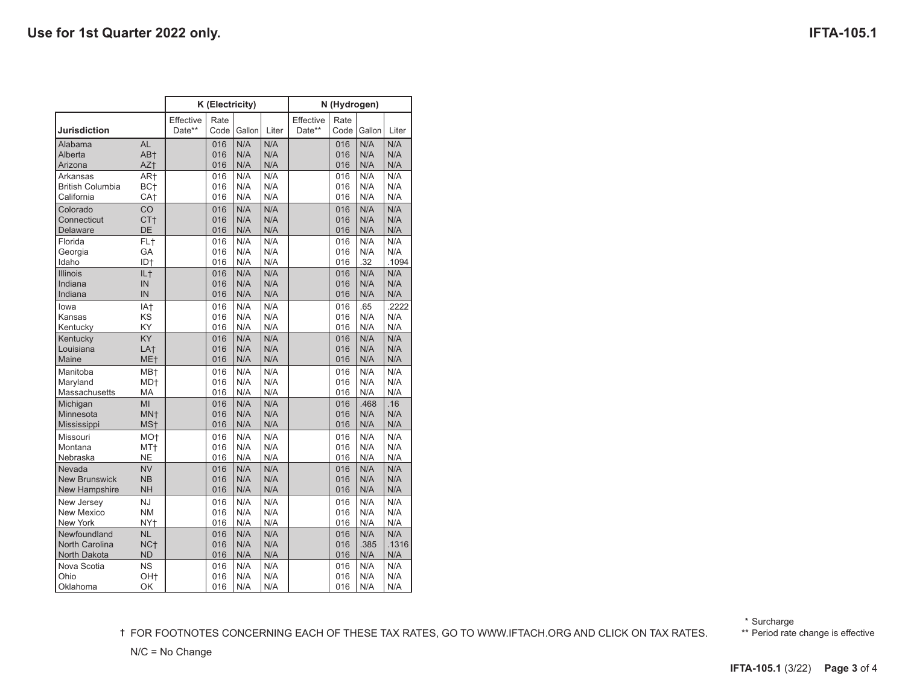**Use for 1st Quarter 2022 only.**

**IFTA-105.1**

| | | K (Electricity) | | | | N (Hydrogen) | | | |
|---|---|---|---|---|---|---|---|---|---|
| **Jurisdiction** | | Effective Date** | Rate Code | Gallon | Liter | Effective Date** | Rate Code | Gallon | Liter |
| Alabama | AL | | 016 | N/A | N/A | | 016 | N/A | N/A |
| Alberta | AB† | | 016 | N/A | N/A | | 016 | N/A | N/A |
| Arizona | AZ† | | 016 | N/A | N/A | | 016 | N/A | N/A |
| Arkansas | AR† | | 016 | N/A | N/A | | 016 | N/A | N/A |
| British Columbia | BC† | | 016 | N/A | N/A | | 016 | N/A | N/A |
| California | CA† | | 016 | N/A | N/A | | 016 | N/A | N/A |
| Colorado | CO | | 016 | N/A | N/A | | 016 | N/A | N/A |
| Connecticut | CT† | | 016 | N/A | N/A | | 016 | N/A | N/A |
| Delaware | DE | | 016 | N/A | N/A | | 016 | N/A | N/A |
| Florida | FL† | | 016 | N/A | N/A | | 016 | N/A | N/A |
| Georgia | GA | | 016 | N/A | N/A | | 016 | N/A | N/A |
| Idaho | ID† | | 016 | N/A | N/A | | 016 | .32 | .1094 |
| Illinois | IL† | | 016 | N/A | N/A | | 016 | N/A | N/A |
| Indiana | IN | | 016 | N/A | N/A | | 016 | N/A | N/A |
| Indiana | IN | | 016 | N/A | N/A | | 016 | N/A | N/A |
| Iowa | IA† | | 016 | N/A | N/A | | 016 | .65 | .2222 |
| Kansas | KS | | 016 | N/A | N/A | | 016 | N/A | N/A |
| Kentucky | KY | | 016 | N/A | N/A | | 016 | N/A | N/A |
| Kentucky | KY | | 016 | N/A | N/A | | 016 | N/A | N/A |
| Louisiana | LA† | | 016 | N/A | N/A | | 016 | N/A | N/A |
| Maine | ME† | | 016 | N/A | N/A | | 016 | N/A | N/A |
| Manitoba | MB† | | 016 | N/A | N/A | | 016 | N/A | N/A |
| Maryland | MD† | | 016 | N/A | N/A | | 016 | N/A | N/A |
| Massachusetts | MA | | 016 | N/A | N/A | | 016 | N/A | N/A |
| Michigan | MI | | 016 | N/A | N/A | | 016 | .468 | .16 |
| Minnesota | MN† | | 016 | N/A | N/A | | 016 | N/A | N/A |
| Mississippi | MS† | | 016 | N/A | N/A | | 016 | N/A | N/A |
| Missouri | MO† | | 016 | N/A | N/A | | 016 | N/A | N/A |
| Montana | MT† | | 016 | N/A | N/A | | 016 | N/A | N/A |
| Nebraska | NE | | 016 | N/A | N/A | | 016 | N/A | N/A |
| Nevada | NV | | 016 | N/A | N/A | | 016 | N/A | N/A |
| New Brunswick | NB | | 016 | N/A | N/A | | 016 | N/A | N/A |
| New Hampshire | NH | | 016 | N/A | N/A | | 016 | N/A | N/A |
| New Jersey | NJ | | 016 | N/A | N/A | | 016 | N/A | N/A |
| New Mexico | NM | | 016 | N/A | N/A | | 016 | N/A | N/A |
| New York | NY† | | 016 | N/A | N/A | | 016 | N/A | N/A |
| Newfoundland | NL | | 016 | N/A | N/A | | 016 | N/A | N/A |
| North Carolina | NC† | | 016 | N/A | N/A | | 016 | .385 | .1316 |
| North Dakota | ND | | 016 | N/A | N/A | | 016 | N/A | N/A |
| Nova Scotia | NS | | 016 | N/A | N/A | | 016 | N/A | N/A |
| Ohio | OH† | | 016 | N/A | N/A | | 016 | N/A | N/A |
| Oklahoma | OK | | 016 | N/A | N/A | | 016 | N/A | N/A |

† FOR FOOTNOTES CONCERNING EACH OF THESE TAX RATES, GO TO WWW.IFTACH.ORG AND CLICK ON TAX RATES.

N/C = No Change

* Surcharge

** Period rate change is effective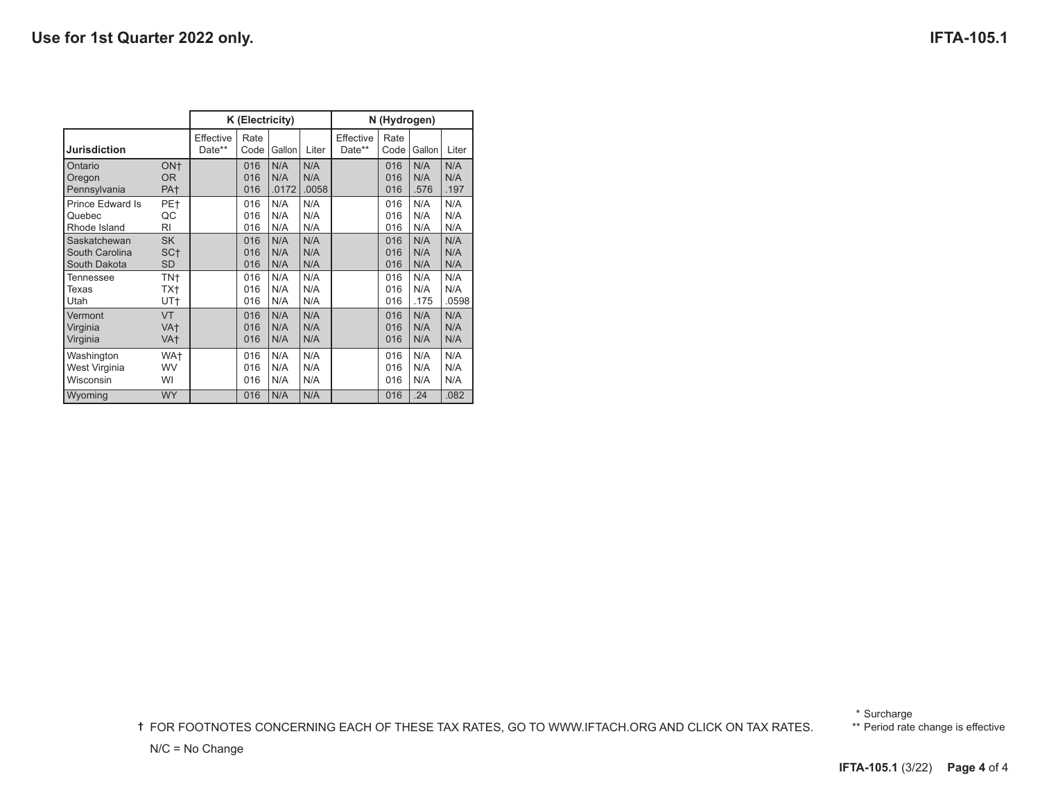## Use for 1st Quarter 2022 only.

## IFTA-105.1

| Jurisdiction | | K (Electricity) | | | | N (Hydrogen) | | | |
|---|---|---|---|---|---|---|---|---|---|
| | | Effective Date** | Rate Code | Gallon | Liter | Effective Date** | Rate Code | Gallon | Liter |
| Ontario | ON† | | 016 | N/A | N/A | | 016 | N/A | N/A |
| Oregon | OR | | 016 | N/A | N/A | | 016 | N/A | N/A |
| Pennsylvania | PA† | | 016 | .0172 | .0058 | | 016 | .576 | .197 |
| Prince Edward Is | PE† | | 016 | N/A | N/A | | 016 | N/A | N/A |
| Quebec | QC | | 016 | N/A | N/A | | 016 | N/A | N/A |
| Rhode Island | RI | | 016 | N/A | N/A | | 016 | N/A | N/A |
| Saskatchewan | SK | | 016 | N/A | N/A | | 016 | N/A | N/A |
| South Carolina | SC† | | 016 | N/A | N/A | | 016 | N/A | N/A |
| South Dakota | SD | | 016 | N/A | N/A | | 016 | N/A | N/A |
| Tennessee | TN† | | 016 | N/A | N/A | | 016 | N/A | N/A |
| Texas | TX† | | 016 | N/A | N/A | | 016 | N/A | N/A |
| Utah | UT† | | 016 | N/A | N/A | | 016 | .175 | .0598 |
| Vermont | VT | | 016 | N/A | N/A | | 016 | N/A | N/A |
| Virginia | VA† | | 016 | N/A | N/A | | 016 | N/A | N/A |
| Virginia | VA† | | 016 | N/A | N/A | | 016 | N/A | N/A |
| Washington | WA† | | 016 | N/A | N/A | | 016 | N/A | N/A |
| West Virginia | WV | | 016 | N/A | N/A | | 016 | N/A | N/A |
| Wisconsin | WI | | 016 | N/A | N/A | | 016 | N/A | N/A |
| Wyoming | WY | | 016 | N/A | N/A | | 016 | .24 | .082 |

† FOR FOOTNOTES CONCERNING EACH OF THESE TAX RATES, GO TO WWW.IFTACH.ORG AND CLICK ON TAX RATES.

N/C = No Change

\* Surcharge

** Period rate change is effective